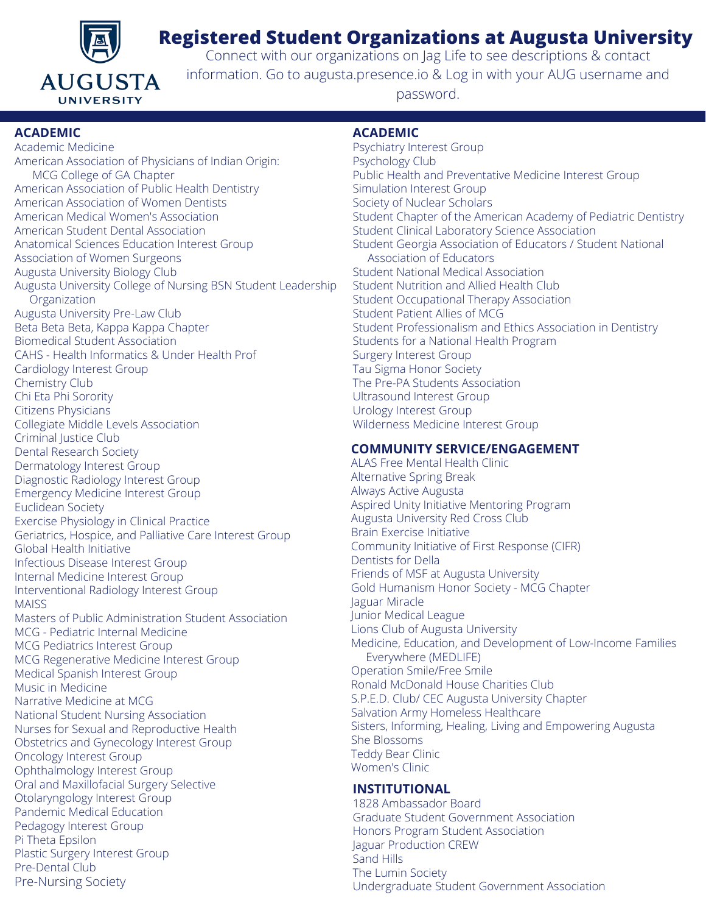# Registered Student Organizations at Augusta University

Connect with our organizations on Jag Life to see descriptions & contact information. Go to augusta.presence.io & Log in with your AUG username and password.

## ACADEMIC

- Academic Medicine
- American Association of Physicians of Indian Origin: MCG College of GA Chapter
- American Association of Public Health Dentistry
- American Association of Women Dentists
- American Medical Women's Association
- American Student Dental Association
- Anatomical Sciences Education Interest Group
- Association of Women Surgeons
- Augusta University Biology Club
- Augusta University College of Nursing BSN Student Leadership Organization
- Augusta University Pre-Law Club
- Beta Beta Beta, Kappa Kappa Chapter
- Biomedical Student Association
- CAHS - Health Informatics & Under Health Prof
- Cardiology Interest Group
- Chemistry Club
- Chi Eta Phi Sorority
- Citizens Physicians
- Collegiate Middle Levels Association
- Criminal Justice Club
- Dental Research Society
- Dermatology Interest Group
- Diagnostic Radiology Interest Group
- Emergency Medicine Interest Group
- Euclidean Society
- Exercise Physiology in Clinical Practice
- Geriatrics, Hospice, and Palliative Care Interest Group
- Global Health Initiative
- Infectious Disease Interest Group
- Internal Medicine Interest Group
- Interventional Radiology Interest Group
- MAISS
- Masters of Public Administration Student Association
- MCG - Pediatric Internal Medicine
- MCG Pediatrics Interest Group
- MCG Regenerative Medicine Interest Group
- Medical Spanish Interest Group
- Music in Medicine
- Narrative Medicine at MCG
- National Student Nursing Association
- Nurses for Sexual and Reproductive Health
- Obstetrics and Gynecology Interest Group
- Oncology Interest Group
- Ophthalmology Interest Group
- Oral and Maxillofacial Surgery Selective
- Otolaryngology Interest Group
- Pandemic Medical Education
- Pedagogy Interest Group
- Pi Theta Epsilon
- Plastic Surgery Interest Group
- Pre-Dental Club
- Pre-Nursing Society

## ACADEMIC

- Psychiatry Interest Group
- Psychology Club
- Public Health and Preventative Medicine Interest Group
- Simulation Interest Group
- Society of Nuclear Scholars
- Student Chapter of the American Academy of Pediatric Dentistry
- Student Clinical Laboratory Science Association
- Student Georgia Association of Educators / Student National Association of Educators
- Student National Medical Association
- Student Nutrition and Allied Health Club
- Student Occupational Therapy Association
- Student Patient Allies of MCG
- Student Professionalism and Ethics Association in Dentistry
- Students for a National Health Program
- Surgery Interest Group
- Tau Sigma Honor Society
- The Pre-PA Students Association
- Ultrasound Interest Group
- Urology Interest Group
- Wilderness Medicine Interest Group

## COMMUNITY SERVICE/ENGAGEMENT

- ALAS Free Mental Health Clinic
- Alternative Spring Break
- Always Active Augusta
- Aspired Unity Initiative Mentoring Program
- Augusta University Red Cross Club
- Brain Exercise Initiative
- Community Initiative of First Response (CIFR)
- Dentists for Della
- Friends of MSF at Augusta University
- Gold Humanism Honor Society - MCG Chapter
- Jaguar Miracle
- Junior Medical League
- Lions Club of Augusta University
- Medicine, Education, and Development of Low-Income Families Everywhere (MEDLIFE)
- Operation Smile/Free Smile
- Ronald McDonald House Charities Club
- S.P.E.D. Club/ CEC Augusta University Chapter
- Salvation Army Homeless Healthcare
- Sisters, Informing, Healing, Living and Empowering Augusta
- She Blossoms
- Teddy Bear Clinic
- Women's Clinic

## INSTITUTIONAL

- 1828 Ambassador Board
- Graduate Student Government Association
- Honors Program Student Association
- Jaguar Production CREW
- Sand Hills
- The Lumin Society
- Undergraduate Student Government Association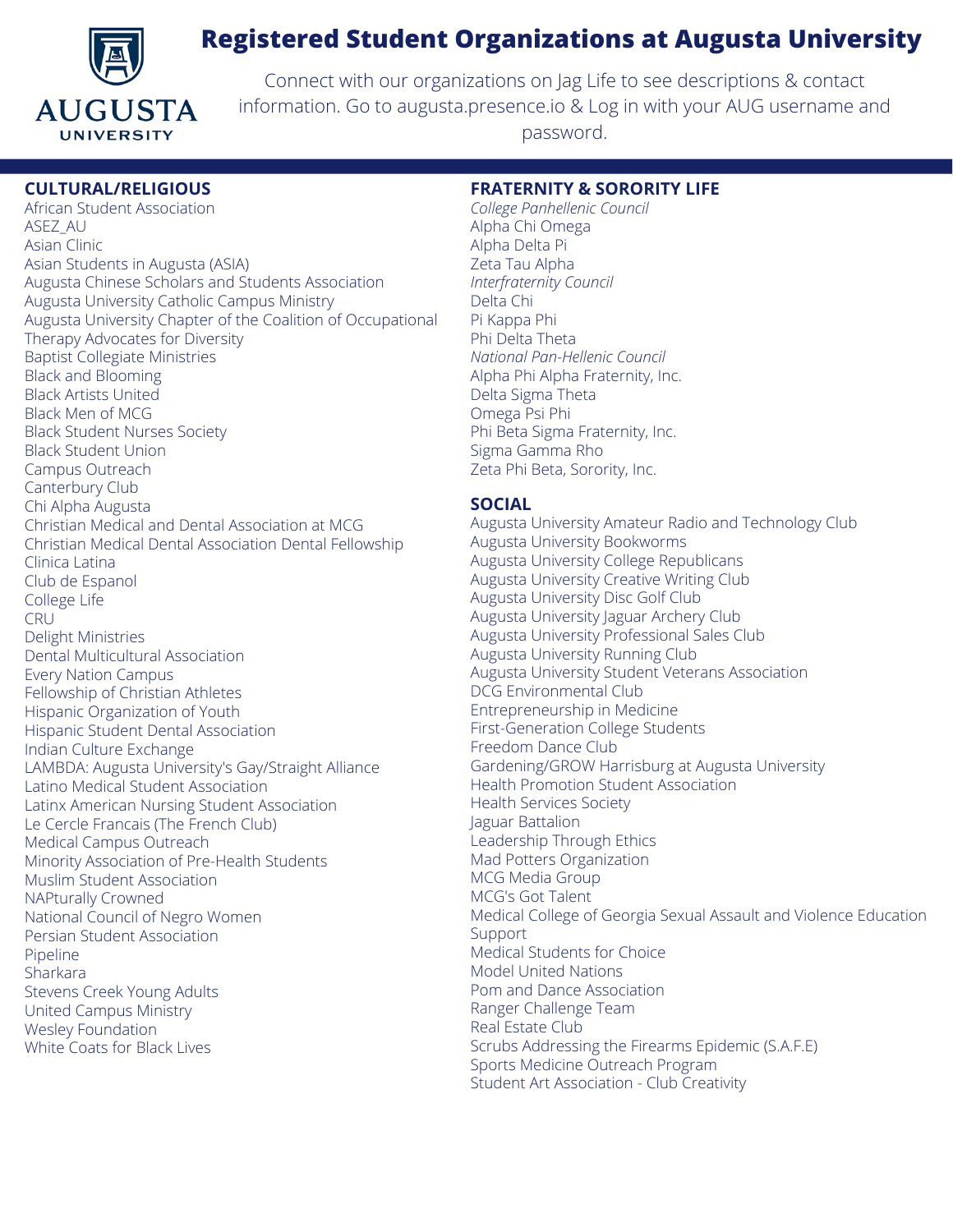# Registered Student Organizations at Augusta University

Connect with our organizations on Jag Life to see descriptions & contact information. Go to augusta.presence.io & Log in with your AUG username and password.

## CULTURAL/RELIGIOUS

African Student Association
ASEZ_AU
Asian Clinic
Asian Students in Augusta (ASIA)
Augusta Chinese Scholars and Students Association
Augusta University Catholic Campus Ministry
Augusta University Chapter of the Coalition of Occupational Therapy Advocates for Diversity
Baptist Collegiate Ministries
Black and Blooming
Black Artists United
Black Men of MCG
Black Student Nurses Society
Black Student Union
Campus Outreach
Canterbury Club
Chi Alpha Augusta
Christian Medical and Dental Association at MCG
Christian Medical Dental Association Dental Fellowship
Clinica Latina
Club de Espanol
College Life
CRU
Delight Ministries
Dental Multicultural Association
Every Nation Campus
Fellowship of Christian Athletes
Hispanic Organization of Youth
Hispanic Student Dental Association
Indian Culture Exchange
LAMBDA: Augusta University's Gay/Straight Alliance
Latino Medical Student Association
Latinx American Nursing Student Association
Le Cercle Francais (The French Club)
Medical Campus Outreach
Minority Association of Pre-Health Students
Muslim Student Association
NAPturally Crowned
National Council of Negro Women
Persian Student Association
Pipeline
Sharkara
Stevens Creek Young Adults
United Campus Ministry
Wesley Foundation
White Coats for Black Lives

## FRATERNITY & SORORITY LIFE

*College Panhellenic Council*
Alpha Chi Omega
Alpha Delta Pi
Zeta Tau Alpha
*Interfraternity Council*
Delta Chi
Pi Kappa Phi
Phi Delta Theta
*National Pan-Hellenic Council*
Alpha Phi Alpha Fraternity, Inc.
Delta Sigma Theta
Omega Psi Phi
Phi Beta Sigma Fraternity, Inc.
Sigma Gamma Rho
Zeta Phi Beta, Sorority, Inc.

## SOCIAL

Augusta University Amateur Radio and Technology Club
Augusta University Bookworms
Augusta University College Republicans
Augusta University Creative Writing Club
Augusta University Disc Golf Club
Augusta University Jaguar Archery Club
Augusta University Professional Sales Club
Augusta University Running Club
Augusta University Student Veterans Association
DCG Environmental Club
Entrepreneurship in Medicine
First-Generation College Students
Freedom Dance Club
Gardening/GROW Harrisburg at Augusta University
Health Promotion Student Association
Health Services Society
Jaguar Battalion
Leadership Through Ethics
Mad Potters Organization
MCG Media Group
MCG's Got Talent
Medical College of Georgia Sexual Assault and Violence Education Support
Medical Students for Choice
Model United Nations
Pom and Dance Association
Ranger Challenge Team
Real Estate Club
Scrubs Addressing the Firearms Epidemic (S.A.F.E)
Sports Medicine Outreach Program
Student Art Association - Club Creativity